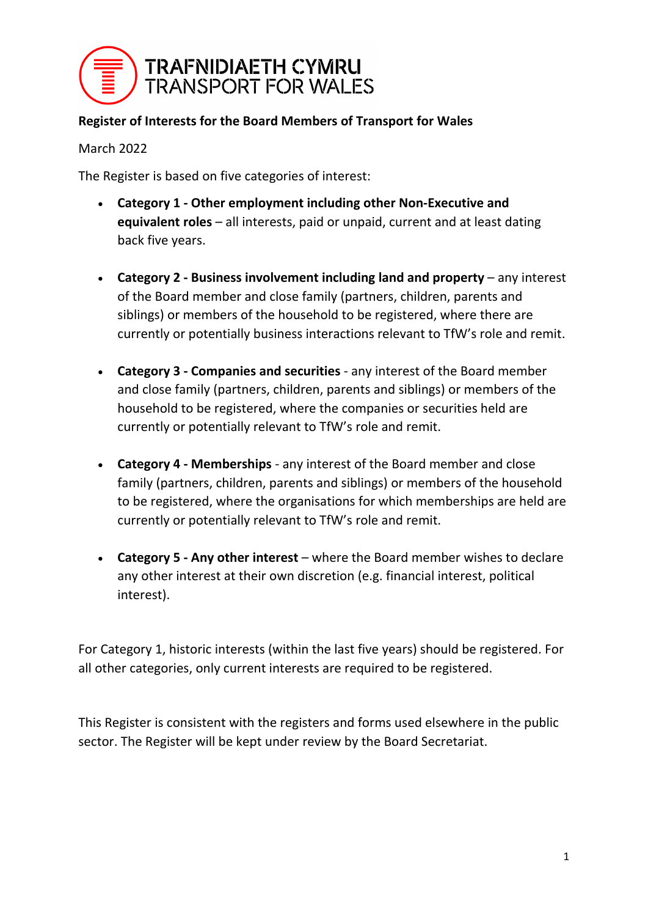TRAFNIDIAETH CYMRU
TRANSPORT FOR WALES

**Register of Interests for the Board Members of Transport for Wales**

March 2022

The Register is based on five categories of interest:

- **Category 1 - Other employment including other Non-Executive and equivalent roles** – all interests, paid or unpaid, current and at least dating back five years.

- **Category 2 - Business involvement including land and property** – any interest of the Board member and close family (partners, children, parents and siblings) or members of the household to be registered, where there are currently or potentially business interactions relevant to TfW's role and remit.

- **Category 3 - Companies and securities** - any interest of the Board member and close family (partners, children, parents and siblings) or members of the household to be registered, where the companies or securities held are currently or potentially relevant to TfW's role and remit.

- **Category 4 - Memberships** - any interest of the Board member and close family (partners, children, parents and siblings) or members of the household to be registered, where the organisations for which memberships are held are currently or potentially relevant to TfW's role and remit.

- **Category 5 - Any other interest** – where the Board member wishes to declare any other interest at their own discretion (e.g. financial interest, political interest).

For Category 1, historic interests (within the last five years) should be registered. For all other categories, only current interests are required to be registered.

This Register is consistent with the registers and forms used elsewhere in the public sector. The Register will be kept under review by the Board Secretariat.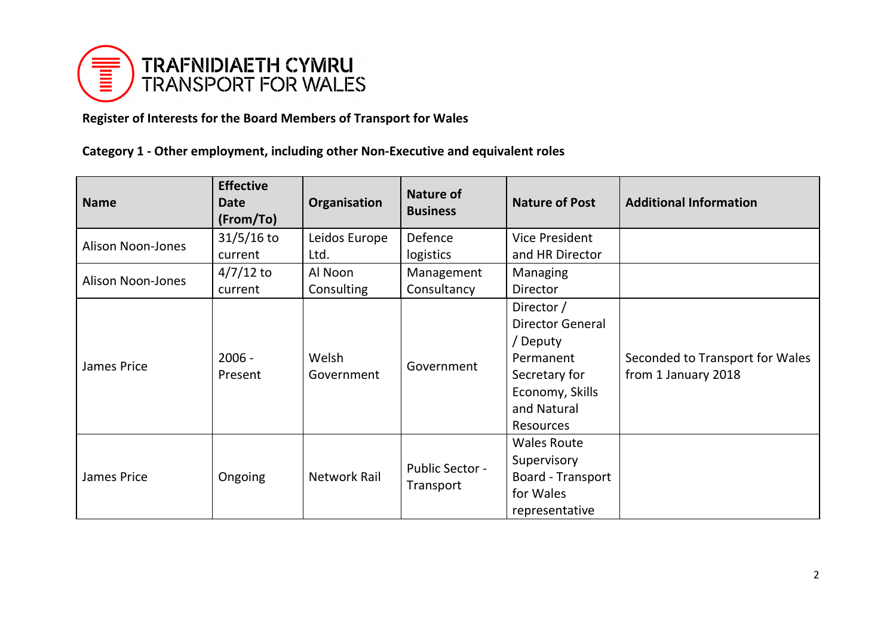TRAFNIDIAETH CYMRU
TRANSPORT FOR WALES

**Register of Interests for the Board Members of Transport for Wales**

**Category 1 - Other employment, including other Non-Executive and equivalent roles**

| Name | Effective Date (From/To) | Organisation | Nature of Business | Nature of Post | Additional Information |
|---|---|---|---|---|---|
| Alison Noon-Jones | 31/5/16 to current | Leidos Europe Ltd. | Defence logistics | Vice President and HR Director | |
| Alison Noon-Jones | 4/7/12 to current | Al Noon Consulting | Management Consultancy | Managing Director | |
| James Price | 2006 - Present | Welsh Government | Government | Director / Director General / Deputy Permanent Secretary for Economy, Skills and Natural Resources | Seconded to Transport for Wales from 1 January 2018 |
| James Price | Ongoing | Network Rail | Public Sector - Transport | Wales Route Supervisory Board - Transport for Wales representative | |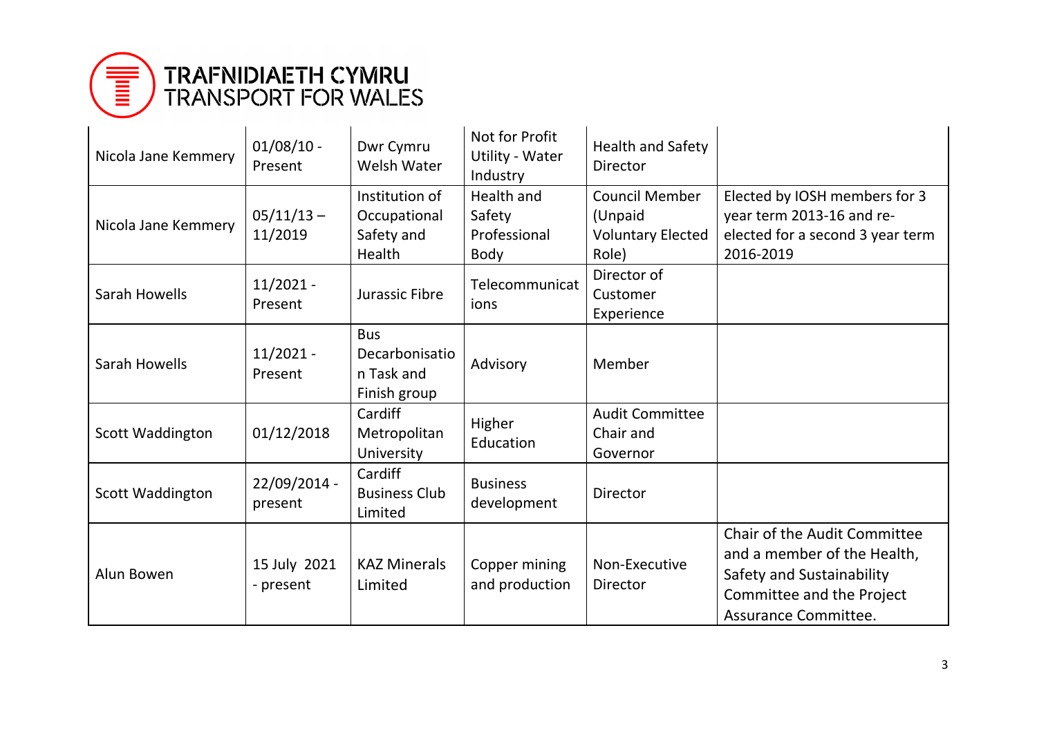| | | | | | |
|---|---|---|---|---|---|
| Nicola Jane Kemmery | 01/08/10 - Present | Dwr Cymru Welsh Water | Not for Profit Utility - Water Industry | Health and Safety Director | |
| Nicola Jane Kemmery | 05/11/13 – 11/2019 | Institution of Occupational Safety and Health | Health and Safety Professional Body | Council Member (Unpaid Voluntary Elected Role) | Elected by IOSH members for 3 year term 2013-16 and re-elected for a second 3 year term 2016-2019 |
| Sarah Howells | 11/2021 - Present | Jurassic Fibre | Telecommunications | Director of Customer Experience | |
| Sarah Howells | 11/2021 - Present | Bus Decarbonisation Task and Finish group | Advisory | Member | |
| Scott Waddington | 01/12/2018 | Cardiff Metropolitan University | Higher Education | Audit Committee Chair and Governor | |
| Scott Waddington | 22/09/2014 - present | Cardiff Business Club Limited | Business development | Director | |
| Alun Bowen | 15 July 2021 - present | KAZ Minerals Limited | Copper mining and production | Non-Executive Director | Chair of the Audit Committee and a member of the Health, Safety and Sustainability Committee and the Project Assurance Committee. |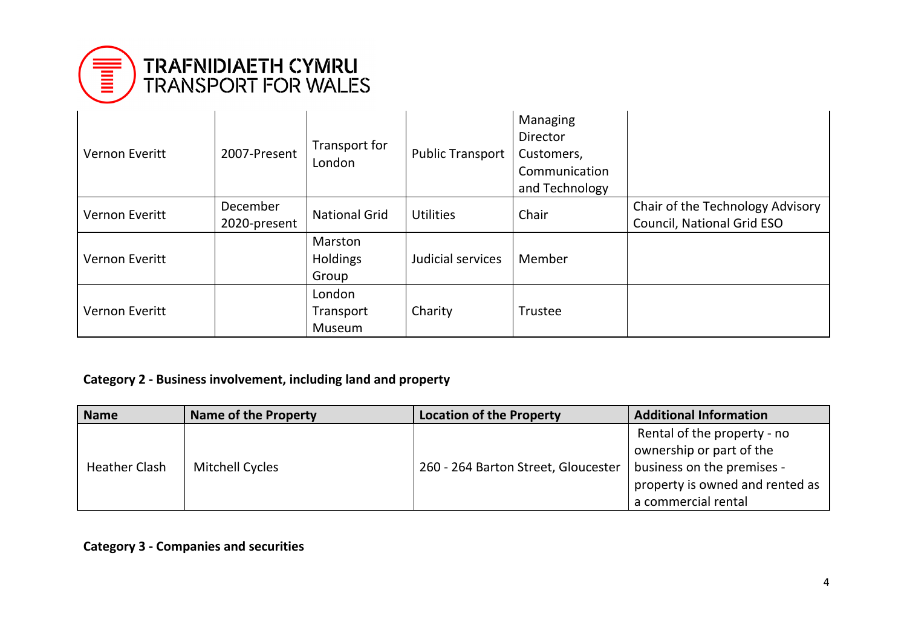| | | | | | |
|---|---|---|---|---|---|
| Vernon Everitt | 2007-Present | Transport for London | Public Transport | Managing Director Customers, Communication and Technology | |
| Vernon Everitt | December 2020-present | National Grid | Utilities | Chair | Chair of the Technology Advisory Council, National Grid ESO |
| Vernon Everitt | | Marston Holdings Group | Judicial services | Member | |
| Vernon Everitt | | London Transport Museum | Charity | Trustee | |

**Category 2 - Business involvement, including land and property**

| Name | Name of the Property | Location of the Property | Additional Information |
|---|---|---|---|
| Heather Clash | Mitchell Cycles | 260 - 264 Barton Street, Gloucester | Rental of the property - no ownership or part of the business on the premises - property is owned and rented as a commercial rental |

**Category 3 - Companies and securities**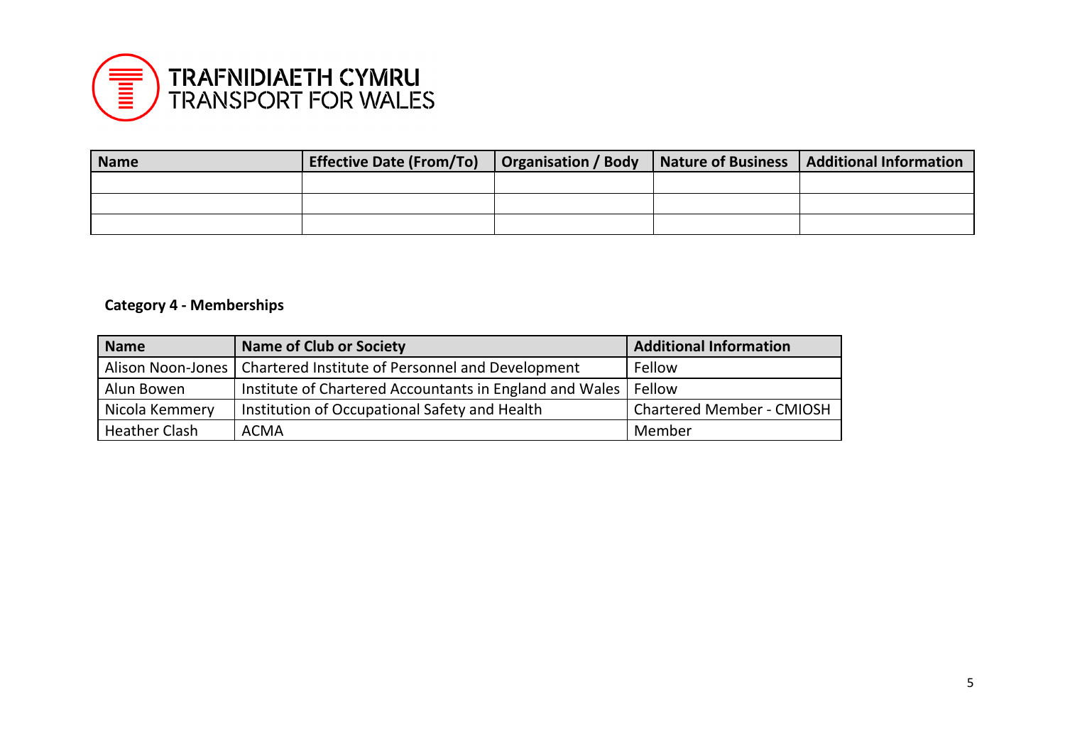TRAFNIDIAETH CYMRU
TRANSPORT FOR WALES

| Name | Effective Date (From/To) | Organisation / Body | Nature of Business | Additional Information |
|---|---|---|---|---|
| | | | | |
| | | | | |
| | | | | |

**Category 4 - Memberships**

| Name | Name of Club or Society | Additional Information |
|---|---|---|
| Alison Noon-Jones | Chartered Institute of Personnel and Development | Fellow |
| Alun Bowen | Institute of Chartered Accountants in England and Wales | Fellow |
| Nicola Kemmery | Institution of Occupational Safety and Health | Chartered Member - CMIOSH |
| Heather Clash | ACMA | Member |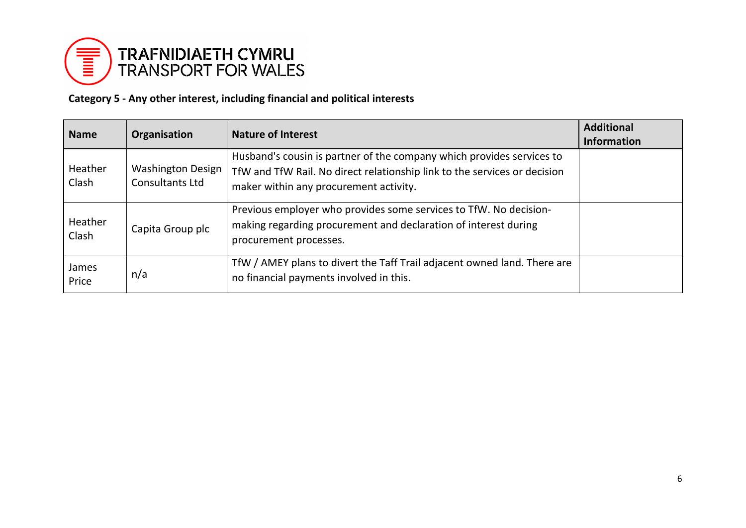TRAFNIDIAETH CYMRU
TRANSPORT FOR WALES

**Category 5 - Any other interest, including financial and political interests**

| Name | Organisation | Nature of Interest | Additional Information |
|---|---|---|---|
| Heather Clash | Washington Design Consultants Ltd | Husband's cousin is partner of the company which provides services to TfW and TfW Rail. No direct relationship link to the services or decision maker within any procurement activity. | |
| Heather Clash | Capita Group plc | Previous employer who provides some services to TfW. No decision-making regarding procurement and declaration of interest during procurement processes. | |
| James Price | n/a | TfW / AMEY plans to divert the Taff Trail adjacent owned land. There are no financial payments involved in this. | |